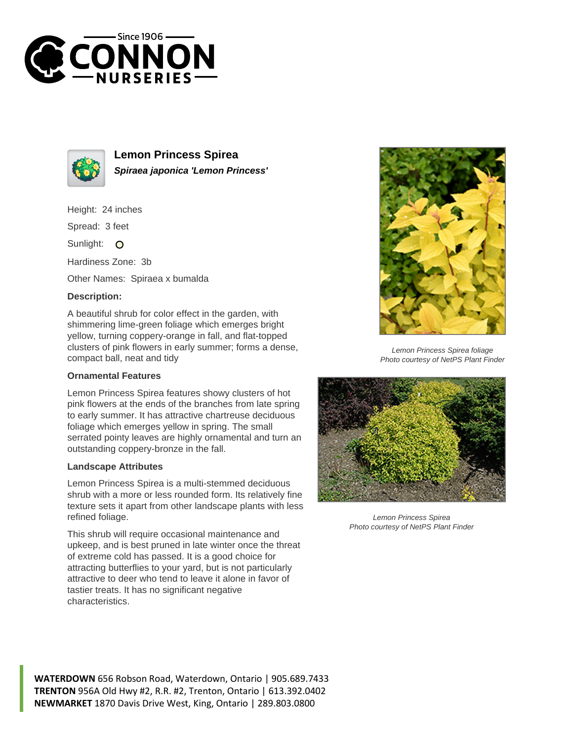# Lemon Princess Spirea

***Spiraea japonica 'Lemon Princess'***

Height: 24 inches

Spread: 3 feet

Sunlight: O

Hardiness Zone: 3b

Other Names: Spiraea x bumalda

### Description:

A beautiful shrub for color effect in the garden, with shimmering lime-green foliage which emerges bright yellow, turning coppery-orange in fall, and flat-topped clusters of pink flowers in early summer; forms a dense, compact ball, neat and tidy

### Ornamental Features

Lemon Princess Spirea features showy clusters of hot pink flowers at the ends of the branches from late spring to early summer. It has attractive chartreuse deciduous foliage which emerges yellow in spring. The small serrated pointy leaves are highly ornamental and turn an outstanding coppery-bronze in the fall.

### Landscape Attributes

Lemon Princess Spirea is a multi-stemmed deciduous shrub with a more or less rounded form. Its relatively fine texture sets it apart from other landscape plants with less refined foliage.

This shrub will require occasional maintenance and upkeep, and is best pruned in late winter once the threat of extreme cold has passed. It is a good choice for attracting butterflies to your yard, but is not particularly attractive to deer who tend to leave it alone in favor of tastier treats. It has no significant negative characteristics.

*Lemon Princess Spirea foliage*
*Photo courtesy of NetPS Plant Finder*

*Lemon Princess Spirea*
*Photo courtesy of NetPS Plant Finder*

**WATERDOWN** 656 Robson Road, Waterdown, Ontario | 905.689.7433
**TRENTON** 956A Old Hwy #2, R.R. #2, Trenton, Ontario | 613.392.0402
**NEWMARKET** 1870 Davis Drive West, King, Ontario | 289.803.0800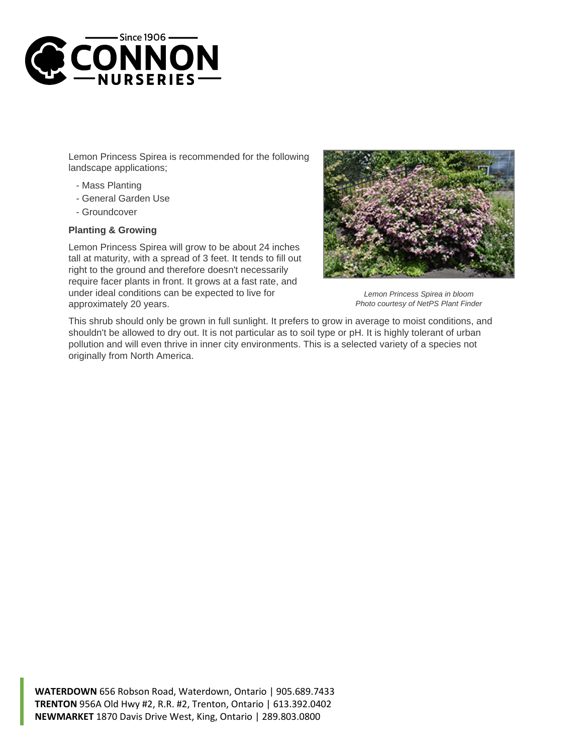Lemon Princess Spirea is recommended for the following landscape applications;

- Mass Planting
- General Garden Use
- Groundcover

**Planting & Growing**

Lemon Princess Spirea will grow to be about 24 inches tall at maturity, with a spread of 3 feet. It tends to fill out right to the ground and therefore doesn't necessarily require facer plants in front. It grows at a fast rate, and under ideal conditions can be expected to live for approximately 20 years.

*Lemon Princess Spirea in bloom*
*Photo courtesy of NetPS Plant Finder*

This shrub should only be grown in full sunlight. It prefers to grow in average to moist conditions, and shouldn't be allowed to dry out. It is not particular as to soil type or pH. It is highly tolerant of urban pollution and will even thrive in inner city environments. This is a selected variety of a species not originally from North America.

**WATERDOWN** 656 Robson Road, Waterdown, Ontario | 905.689.7433
**TRENTON** 956A Old Hwy #2, R.R. #2, Trenton, Ontario | 613.392.0402
**NEWMARKET** 1870 Davis Drive West, King, Ontario | 289.803.0800